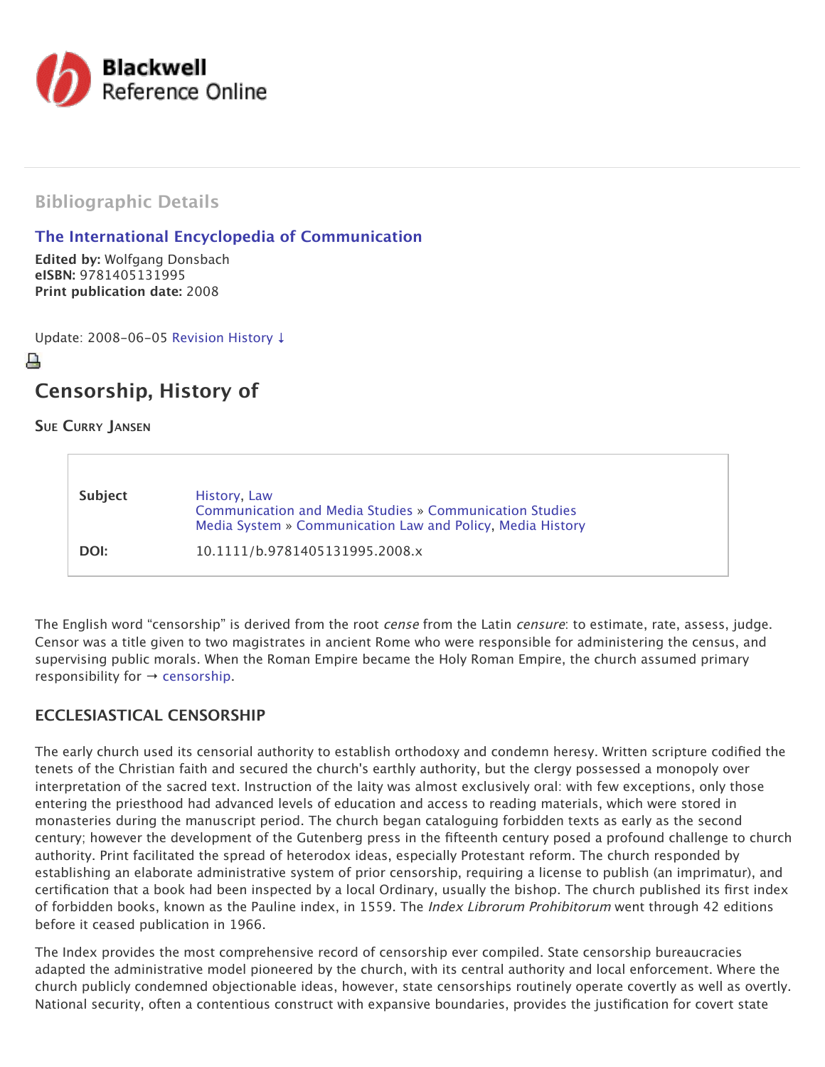Blackwell Reference Online

## Bibliographic Details

**The International Encyclopedia of Communication**

**Edited by:** Wolfgang Donsbach
**eISBN:** 9781405131995
**Print publication date:** 2008

Update: 2008-06-05 Revision History ↓

# Censorship, History of

SUE CURRY JANSEN

| | |
|---|---|
| **Subject** | History, Law<br>Communication and Media Studies » Communication Studies<br>Media System » Communication Law and Policy, Media History |
| **DOI:** | 10.1111/b.9781405131995.2008.x |

The English word "censorship" is derived from the root *cense* from the Latin *censure*: to estimate, rate, assess, judge. Censor was a title given to two magistrates in ancient Rome who were responsible for administering the census, and supervising public morals. When the Roman Empire became the Holy Roman Empire, the church assumed primary responsibility for → censorship.

## ECCLESIASTICAL CENSORSHIP

The early church used its censorial authority to establish orthodoxy and condemn heresy. Written scripture codified the tenets of the Christian faith and secured the church's earthly authority, but the clergy possessed a monopoly over interpretation of the sacred text. Instruction of the laity was almost exclusively oral: with few exceptions, only those entering the priesthood had advanced levels of education and access to reading materials, which were stored in monasteries during the manuscript period. The church began cataloguing forbidden texts as early as the second century; however the development of the Gutenberg press in the fifteenth century posed a profound challenge to church authority. Print facilitated the spread of heterodox ideas, especially Protestant reform. The church responded by establishing an elaborate administrative system of prior censorship, requiring a license to publish (an imprimatur), and certification that a book had been inspected by a local Ordinary, usually the bishop. The church published its first index of forbidden books, known as the Pauline index, in 1559. The *Index Librorum Prohibitorum* went through 42 editions before it ceased publication in 1966.

The Index provides the most comprehensive record of censorship ever compiled. State censorship bureaucracies adapted the administrative model pioneered by the church, with its central authority and local enforcement. Where the church publicly condemned objectionable ideas, however, state censorships routinely operate covertly as well as overtly. National security, often a contentious construct with expansive boundaries, provides the justification for covert state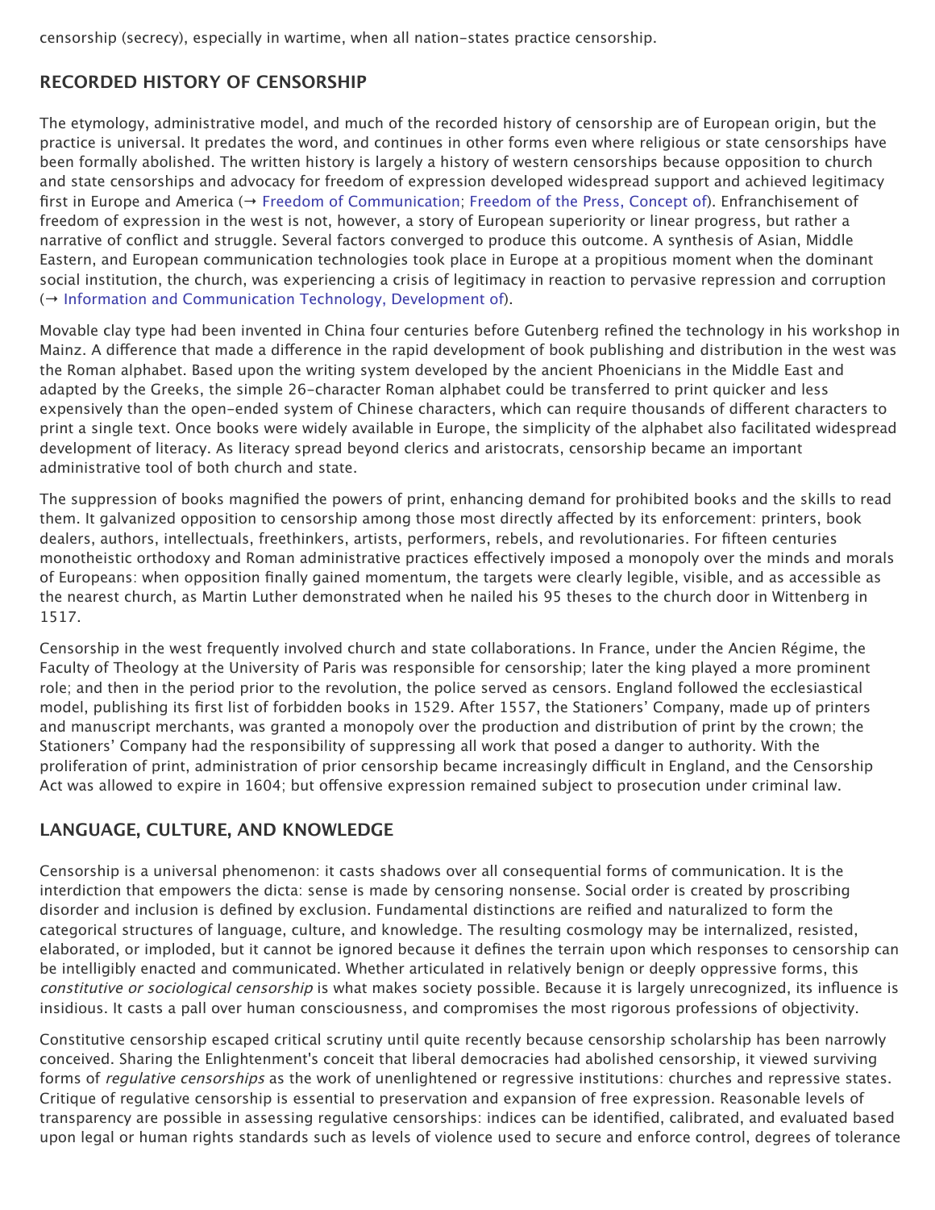censorship (secrecy), especially in wartime, when all nation-states practice censorship.

## RECORDED HISTORY OF CENSORSHIP

The etymology, administrative model, and much of the recorded history of censorship are of European origin, but the practice is universal. It predates the word, and continues in other forms even where religious or state censorships have been formally abolished. The written history is largely a history of western censorships because opposition to church and state censorships and advocacy for freedom of expression developed widespread support and achieved legitimacy first in Europe and America (→ Freedom of Communication; Freedom of the Press, Concept of). Enfranchisement of freedom of expression in the west is not, however, a story of European superiority or linear progress, but rather a narrative of conflict and struggle. Several factors converged to produce this outcome. A synthesis of Asian, Middle Eastern, and European communication technologies took place in Europe at a propitious moment when the dominant social institution, the church, was experiencing a crisis of legitimacy in reaction to pervasive repression and corruption (→ Information and Communication Technology, Development of).

Movable clay type had been invented in China four centuries before Gutenberg refined the technology in his workshop in Mainz. A difference that made a difference in the rapid development of book publishing and distribution in the west was the Roman alphabet. Based upon the writing system developed by the ancient Phoenicians in the Middle East and adapted by the Greeks, the simple 26-character Roman alphabet could be transferred to print quicker and less expensively than the open-ended system of Chinese characters, which can require thousands of different characters to print a single text. Once books were widely available in Europe, the simplicity of the alphabet also facilitated widespread development of literacy. As literacy spread beyond clerics and aristocrats, censorship became an important administrative tool of both church and state.

The suppression of books magnified the powers of print, enhancing demand for prohibited books and the skills to read them. It galvanized opposition to censorship among those most directly affected by its enforcement: printers, book dealers, authors, intellectuals, freethinkers, artists, performers, rebels, and revolutionaries. For fifteen centuries monotheistic orthodoxy and Roman administrative practices effectively imposed a monopoly over the minds and morals of Europeans: when opposition finally gained momentum, the targets were clearly legible, visible, and as accessible as the nearest church, as Martin Luther demonstrated when he nailed his 95 theses to the church door in Wittenberg in 1517.

Censorship in the west frequently involved church and state collaborations. In France, under the Ancien Régime, the Faculty of Theology at the University of Paris was responsible for censorship; later the king played a more prominent role; and then in the period prior to the revolution, the police served as censors. England followed the ecclesiastical model, publishing its first list of forbidden books in 1529. After 1557, the Stationers' Company, made up of printers and manuscript merchants, was granted a monopoly over the production and distribution of print by the crown; the Stationers' Company had the responsibility of suppressing all work that posed a danger to authority. With the proliferation of print, administration of prior censorship became increasingly difficult in England, and the Censorship Act was allowed to expire in 1604; but offensive expression remained subject to prosecution under criminal law.

## LANGUAGE, CULTURE, AND KNOWLEDGE

Censorship is a universal phenomenon: it casts shadows over all consequential forms of communication. It is the interdiction that empowers the dicta: sense is made by censoring nonsense. Social order is created by proscribing disorder and inclusion is defined by exclusion. Fundamental distinctions are reified and naturalized to form the categorical structures of language, culture, and knowledge. The resulting cosmology may be internalized, resisted, elaborated, or imploded, but it cannot be ignored because it defines the terrain upon which responses to censorship can be intelligibly enacted and communicated. Whether articulated in relatively benign or deeply oppressive forms, this *constitutive or sociological censorship* is what makes society possible. Because it is largely unrecognized, its influence is insidious. It casts a pall over human consciousness, and compromises the most rigorous professions of objectivity.

Constitutive censorship escaped critical scrutiny until quite recently because censorship scholarship has been narrowly conceived. Sharing the Enlightenment's conceit that liberal democracies had abolished censorship, it viewed surviving forms of *regulative censorships* as the work of unenlightened or regressive institutions: churches and repressive states. Critique of regulative censorship is essential to preservation and expansion of free expression. Reasonable levels of transparency are possible in assessing regulative censorships: indices can be identified, calibrated, and evaluated based upon legal or human rights standards such as levels of violence used to secure and enforce control, degrees of tolerance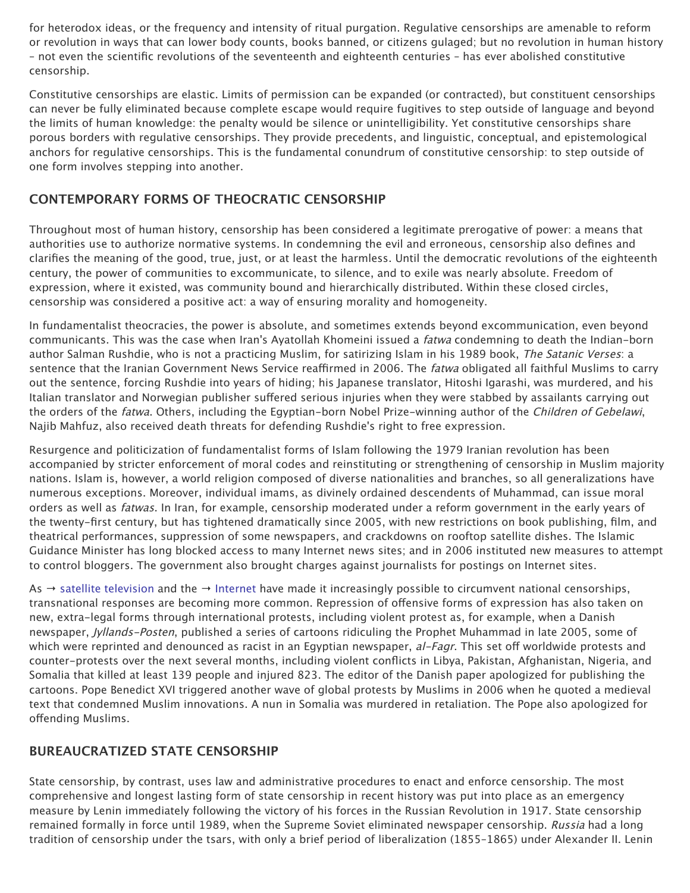for heterodox ideas, or the frequency and intensity of ritual purgation. Regulative censorships are amenable to reform or revolution in ways that can lower body counts, books banned, or citizens gulaged; but no revolution in human history – not even the scientific revolutions of the seventeenth and eighteenth centuries – has ever abolished constitutive censorship.

Constitutive censorships are elastic. Limits of permission can be expanded (or contracted), but constituent censorships can never be fully eliminated because complete escape would require fugitives to step outside of language and beyond the limits of human knowledge: the penalty would be silence or unintelligibility. Yet constitutive censorships share porous borders with regulative censorships. They provide precedents, and linguistic, conceptual, and epistemological anchors for regulative censorships. This is the fundamental conundrum of constitutive censorship: to step outside of one form involves stepping into another.

## CONTEMPORARY FORMS OF THEOCRATIC CENSORSHIP

Throughout most of human history, censorship has been considered a legitimate prerogative of power: a means that authorities use to authorize normative systems. In condemning the evil and erroneous, censorship also defines and clarifies the meaning of the good, true, just, or at least the harmless. Until the democratic revolutions of the eighteenth century, the power of communities to excommunicate, to silence, and to exile was nearly absolute. Freedom of expression, where it existed, was community bound and hierarchically distributed. Within these closed circles, censorship was considered a positive act: a way of ensuring morality and homogeneity.

In fundamentalist theocracies, the power is absolute, and sometimes extends beyond excommunication, even beyond communicants. This was the case when Iran's Ayatollah Khomeini issued a *fatwa* condemning to death the Indian-born author Salman Rushdie, who is not a practicing Muslim, for satirizing Islam in his 1989 book, *The Satanic Verses*: a sentence that the Iranian Government News Service reaffirmed in 2006. The *fatwa* obligated all faithful Muslims to carry out the sentence, forcing Rushdie into years of hiding; his Japanese translator, Hitoshi Igarashi, was murdered, and his Italian translator and Norwegian publisher suffered serious injuries when they were stabbed by assailants carrying out the orders of the *fatwa*. Others, including the Egyptian-born Nobel Prize-winning author of the *Children of Gebelawi*, Najib Mahfuz, also received death threats for defending Rushdie's right to free expression.

Resurgence and politicization of fundamentalist forms of Islam following the 1979 Iranian revolution has been accompanied by stricter enforcement of moral codes and reinstituting or strengthening of censorship in Muslim majority nations. Islam is, however, a world religion composed of diverse nationalities and branches, so all generalizations have numerous exceptions. Moreover, individual imams, as divinely ordained descendents of Muhammad, can issue moral orders as well as *fatwas*. In Iran, for example, censorship moderated under a reform government in the early years of the twenty-first century, but has tightened dramatically since 2005, with new restrictions on book publishing, film, and theatrical performances, suppression of some newspapers, and crackdowns on rooftop satellite dishes. The Islamic Guidance Minister has long blocked access to many Internet news sites; and in 2006 instituted new measures to attempt to control bloggers. The government also brought charges against journalists for postings on Internet sites.

As → satellite television and the → Internet have made it increasingly possible to circumvent national censorships, transnational responses are becoming more common. Repression of offensive forms of expression has also taken on new, extra-legal forms through international protests, including violent protest as, for example, when a Danish newspaper, *Jyllands-Posten*, published a series of cartoons ridiculing the Prophet Muhammad in late 2005, some of which were reprinted and denounced as racist in an Egyptian newspaper, *al-Fagr*. This set off worldwide protests and counter-protests over the next several months, including violent conflicts in Libya, Pakistan, Afghanistan, Nigeria, and Somalia that killed at least 139 people and injured 823. The editor of the Danish paper apologized for publishing the cartoons. Pope Benedict XVI triggered another wave of global protests by Muslims in 2006 when he quoted a medieval text that condemned Muslim innovations. A nun in Somalia was murdered in retaliation. The Pope also apologized for offending Muslims.

## BUREAUCRATIZED STATE CENSORSHIP

State censorship, by contrast, uses law and administrative procedures to enact and enforce censorship. The most comprehensive and longest lasting form of state censorship in recent history was put into place as an emergency measure by Lenin immediately following the victory of his forces in the Russian Revolution in 1917. State censorship remained formally in force until 1989, when the Supreme Soviet eliminated newspaper censorship. *Russia* had a long tradition of censorship under the tsars, with only a brief period of liberalization (1855–1865) under Alexander II. Lenin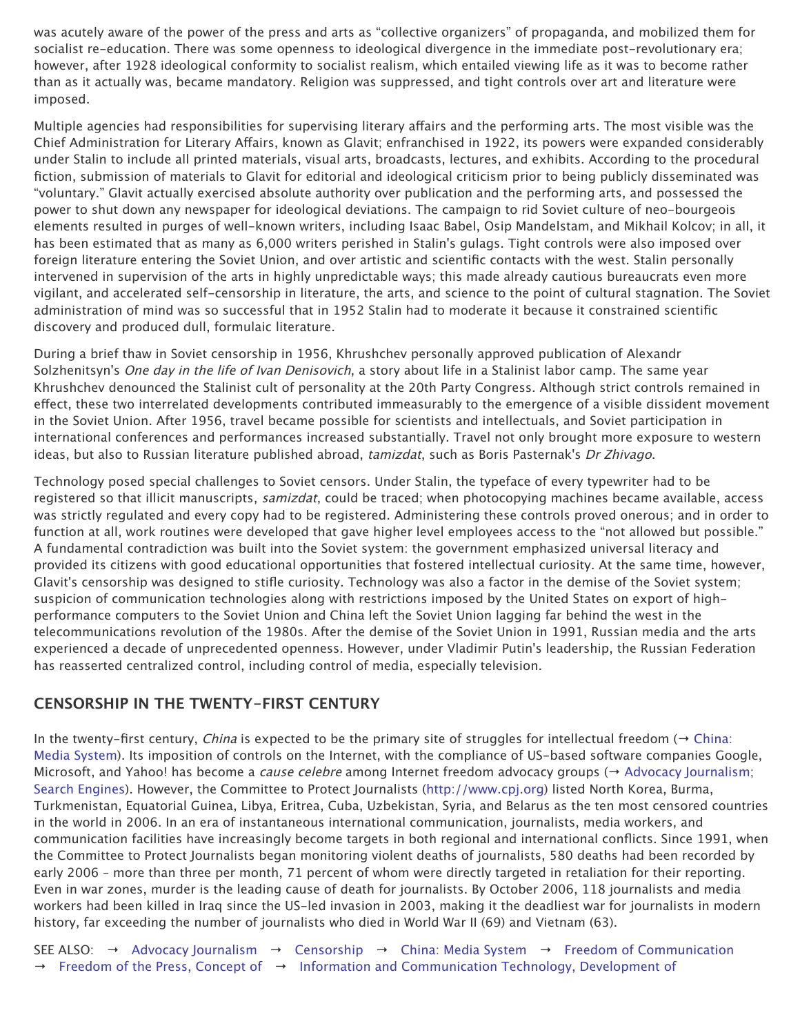was acutely aware of the power of the press and arts as "collective organizers" of propaganda, and mobilized them for socialist re-education. There was some openness to ideological divergence in the immediate post-revolutionary era; however, after 1928 ideological conformity to socialist realism, which entailed viewing life as it was to become rather than as it actually was, became mandatory. Religion was suppressed, and tight controls over art and literature were imposed.

Multiple agencies had responsibilities for supervising literary affairs and the performing arts. The most visible was the Chief Administration for Literary Affairs, known as Glavit; enfranchised in 1922, its powers were expanded considerably under Stalin to include all printed materials, visual arts, broadcasts, lectures, and exhibits. According to the procedural fiction, submission of materials to Glavit for editorial and ideological criticism prior to being publicly disseminated was "voluntary." Glavit actually exercised absolute authority over publication and the performing arts, and possessed the power to shut down any newspaper for ideological deviations. The campaign to rid Soviet culture of neo-bourgeois elements resulted in purges of well-known writers, including Isaac Babel, Osip Mandelstam, and Mikhail Kolcov; in all, it has been estimated that as many as 6,000 writers perished in Stalin's gulags. Tight controls were also imposed over foreign literature entering the Soviet Union, and over artistic and scientific contacts with the west. Stalin personally intervened in supervision of the arts in highly unpredictable ways; this made already cautious bureaucrats even more vigilant, and accelerated self-censorship in literature, the arts, and science to the point of cultural stagnation. The Soviet administration of mind was so successful that in 1952 Stalin had to moderate it because it constrained scientific discovery and produced dull, formulaic literature.

During a brief thaw in Soviet censorship in 1956, Khrushchev personally approved publication of Alexandr Solzhenitsyn's *One day in the life of Ivan Denisovich*, a story about life in a Stalinist labor camp. The same year Khrushchev denounced the Stalinist cult of personality at the 20th Party Congress. Although strict controls remained in effect, these two interrelated developments contributed immeasurably to the emergence of a visible dissident movement in the Soviet Union. After 1956, travel became possible for scientists and intellectuals, and Soviet participation in international conferences and performances increased substantially. Travel not only brought more exposure to western ideas, but also to Russian literature published abroad, *tamizdat*, such as Boris Pasternak's *Dr Zhivago*.

Technology posed special challenges to Soviet censors. Under Stalin, the typeface of every typewriter had to be registered so that illicit manuscripts, *samizdat*, could be traced; when photocopying machines became available, access was strictly regulated and every copy had to be registered. Administering these controls proved onerous; and in order to function at all, work routines were developed that gave higher level employees access to the "not allowed but possible." A fundamental contradiction was built into the Soviet system: the government emphasized universal literacy and provided its citizens with good educational opportunities that fostered intellectual curiosity. At the same time, however, Glavit's censorship was designed to stifle curiosity. Technology was also a factor in the demise of the Soviet system; suspicion of communication technologies along with restrictions imposed by the United States on export of high-performance computers to the Soviet Union and China left the Soviet Union lagging far behind the west in the telecommunications revolution of the 1980s. After the demise of the Soviet Union in 1991, Russian media and the arts experienced a decade of unprecedented openness. However, under Vladimir Putin's leadership, the Russian Federation has reasserted centralized control, including control of media, especially television.

## CENSORSHIP IN THE TWENTY-FIRST CENTURY

In the twenty-first century, *China* is expected to be the primary site of struggles for intellectual freedom (→ China: Media System). Its imposition of controls on the Internet, with the compliance of US-based software companies Google, Microsoft, and Yahoo! has become a *cause celebre* among Internet freedom advocacy groups (→ Advocacy Journalism; Search Engines). However, the Committee to Protect Journalists (http://www.cpj.org) listed North Korea, Burma, Turkmenistan, Equatorial Guinea, Libya, Eritrea, Cuba, Uzbekistan, Syria, and Belarus as the ten most censored countries in the world in 2006. In an era of instantaneous international communication, journalists, media workers, and communication facilities have increasingly become targets in both regional and international conflicts. Since 1991, when the Committee to Protect Journalists began monitoring violent deaths of journalists, 580 deaths had been recorded by early 2006 – more than three per month, 71 percent of whom were directly targeted in retaliation for their reporting. Even in war zones, murder is the leading cause of death for journalists. By October 2006, 118 journalists and media workers had been killed in Iraq since the US-led invasion in 2003, making it the deadliest war for journalists in modern history, far exceeding the number of journalists who died in World War II (69) and Vietnam (63).

SEE ALSO: → Advocacy Journalism → Censorship → China: Media System → Freedom of Communication → Freedom of the Press, Concept of → Information and Communication Technology, Development of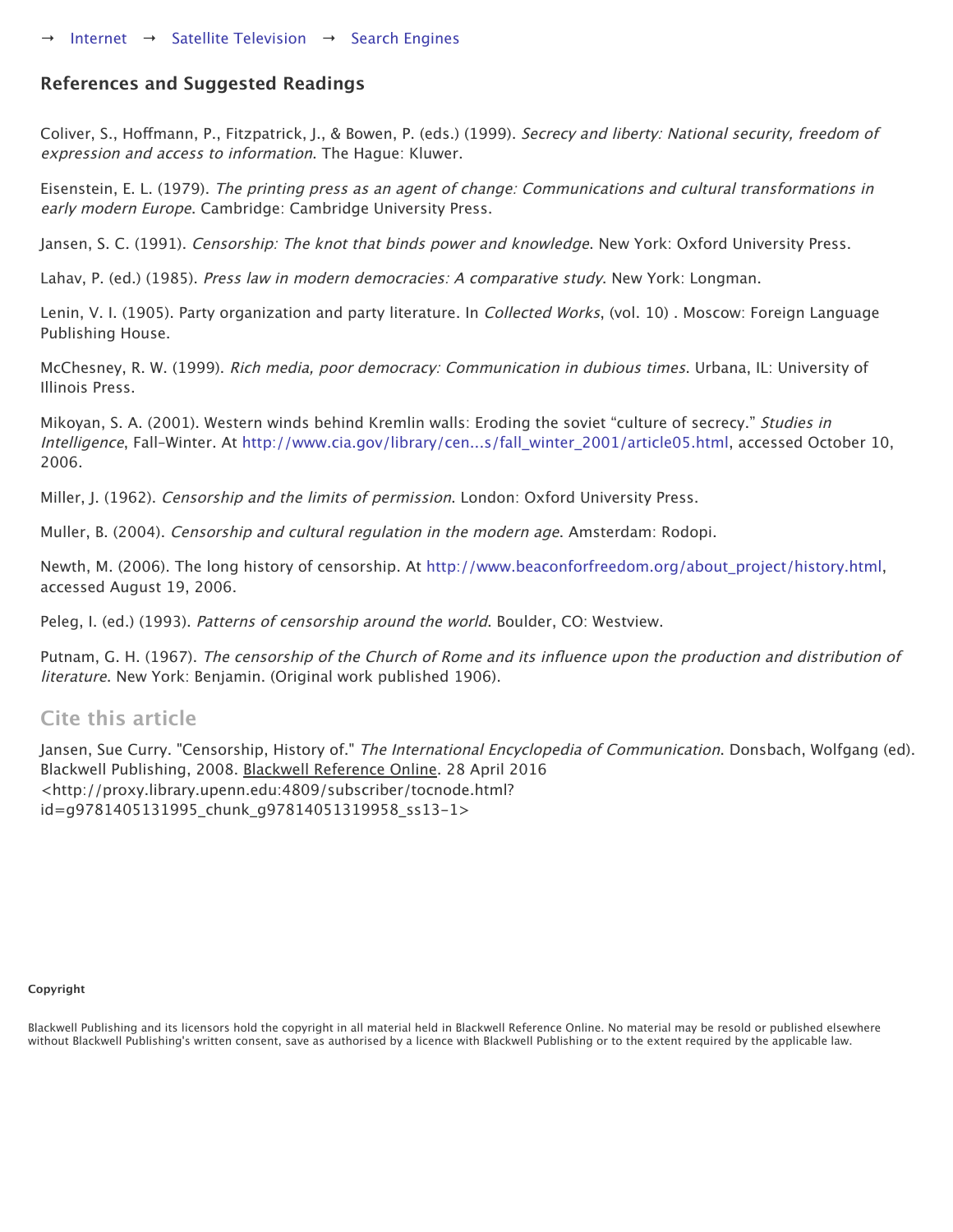→ Internet → Satellite Television → Search Engines

## References and Suggested Readings

Coliver, S., Hoffmann, P., Fitzpatrick, J., & Bowen, P. (eds.) (1999). *Secrecy and liberty: National security, freedom of expression and access to information*. The Hague: Kluwer.

Eisenstein, E. L. (1979). *The printing press as an agent of change: Communications and cultural transformations in early modern Europe*. Cambridge: Cambridge University Press.

Jansen, S. C. (1991). *Censorship: The knot that binds power and knowledge*. New York: Oxford University Press.

Lahav, P. (ed.) (1985). *Press law in modern democracies: A comparative study*. New York: Longman.

Lenin, V. I. (1905). Party organization and party literature. In *Collected Works*, (vol. 10) . Moscow: Foreign Language Publishing House.

McChesney, R. W. (1999). *Rich media, poor democracy: Communication in dubious times*. Urbana, IL: University of Illinois Press.

Mikoyan, S. A. (2001). Western winds behind Kremlin walls: Eroding the soviet "culture of secrecy." *Studies in Intelligence*, Fall–Winter. At http://www.cia.gov/library/cen...s/fall_winter_2001/article05.html, accessed October 10, 2006.

Miller, J. (1962). *Censorship and the limits of permission*. London: Oxford University Press.

Muller, B. (2004). *Censorship and cultural regulation in the modern age*. Amsterdam: Rodopi.

Newth, M. (2006). The long history of censorship. At http://www.beaconforfreedom.org/about_project/history.html, accessed August 19, 2006.

Peleg, I. (ed.) (1993). *Patterns of censorship around the world*. Boulder, CO: Westview.

Putnam, G. H. (1967). *The censorship of the Church of Rome and its influence upon the production and distribution of literature*. New York: Benjamin. (Original work published 1906).

## Cite this article

Jansen, Sue Curry. "Censorship, History of." *The International Encyclopedia of Communication*. Donsbach, Wolfgang (ed). Blackwell Publishing, 2008. Blackwell Reference Online. 28 April 2016 <http://proxy.library.upenn.edu:4809/subscriber/tocnode.html?id=g9781405131995_chunk_g97814051319958_ss13-1>

**Copyright**

Blackwell Publishing and its licensors hold the copyright in all material held in Blackwell Reference Online. No material may be resold or published elsewhere without Blackwell Publishing's written consent, save as authorised by a licence with Blackwell Publishing or to the extent required by the applicable law.